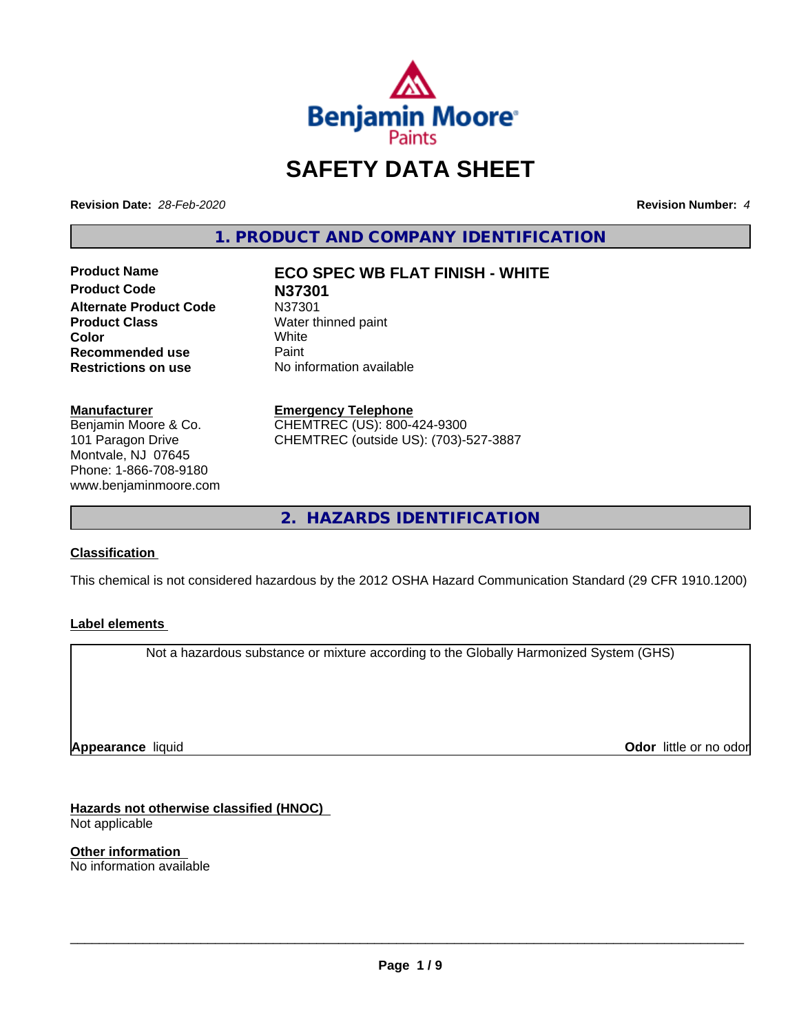# SAFETY DATA SHEET

**Revision Date:** *28-Feb-2020*

**Revision Number:** *4*

## 1. PRODUCT AND COMPANY IDENTIFICATION

| | |
|---|---|
| **Product Name** | **ECO SPEC WB FLAT FINISH - WHITE** |
| **Product Code** | **N37301** |
| **Alternate Product Code** | N37301 |
| **Product Class** | Water thinned paint |
| **Color** | White |
| **Recommended use** | Paint |
| **Restrictions on use** | No information available |

**Manufacturer**
Benjamin Moore & Co.
101 Paragon Drive
Montvale, NJ 07645
Phone: 1-866-708-9180
www.benjaminmoore.com

**Emergency Telephone**
CHEMTREC (US): 800-424-9300
CHEMTREC (outside US): (703)-527-3887

## 2. HAZARDS IDENTIFICATION

**Classification**

This chemical is not considered hazardous by the 2012 OSHA Hazard Communication Standard (29 CFR 1910.1200)

**Label elements**

Not a hazardous substance or mixture according to the Globally Harmonized System (GHS)

**Appearance** liquid

**Odor** little or no odor

**Hazards not otherwise classified (HNOC)**
Not applicable

**Other information**
No information available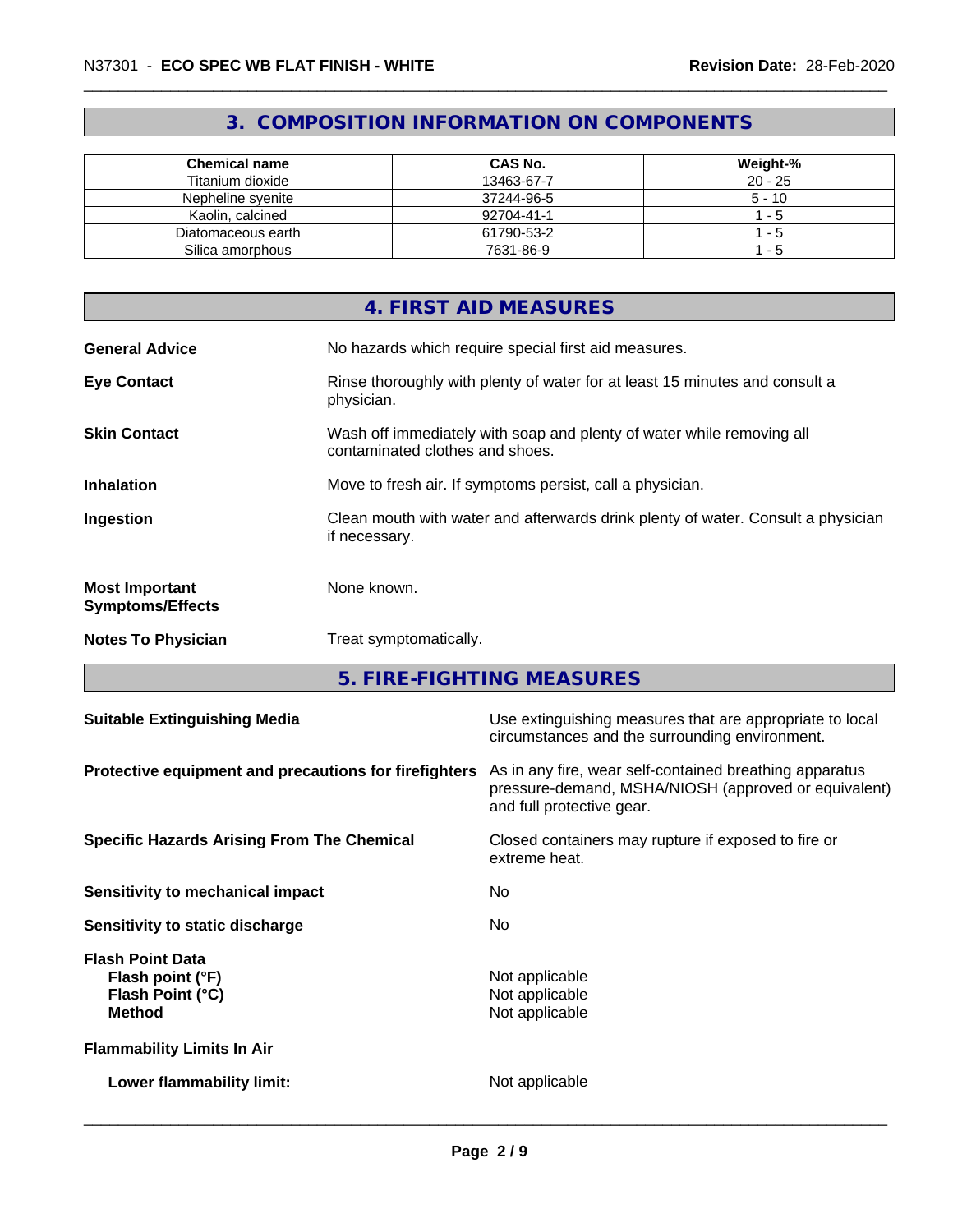## 3. COMPOSITION INFORMATION ON COMPONENTS

| Chemical name | CAS No. | Weight-% |
|---|---|---|
| Titanium dioxide | 13463-67-7 | 20 - 25 |
| Nepheline syenite | 37244-96-5 | 5 - 10 |
| Kaolin, calcined | 92704-41-1 | 1 - 5 |
| Diatomaceous earth | 61790-53-2 | 1 - 5 |
| Silica amorphous | 7631-86-9 | 1 - 5 |

## 4. FIRST AID MEASURES

**General Advice** No hazards which require special first aid measures.

**Eye Contact** Rinse thoroughly with plenty of water for at least 15 minutes and consult a physician.

**Skin Contact** Wash off immediately with soap and plenty of water while removing all contaminated clothes and shoes.

**Inhalation** Move to fresh air. If symptoms persist, call a physician.

**Ingestion** Clean mouth with water and afterwards drink plenty of water. Consult a physician if necessary.

**Most Important Symptoms/Effects** None known.

**Notes To Physician** Treat symptomatically.

## 5. FIRE-FIGHTING MEASURES

**Suitable Extinguishing Media** Use extinguishing measures that are appropriate to local circumstances and the surrounding environment.

**Protective equipment and precautions for firefighters** As in any fire, wear self-contained breathing apparatus pressure-demand, MSHA/NIOSH (approved or equivalent) and full protective gear.

**Specific Hazards Arising From The Chemical** Closed containers may rupture if exposed to fire or extreme heat.

**Sensitivity to mechanical impact** No

**Sensitivity to static discharge** No

**Flash Point Data**
- **Flash point (°F)** Not applicable
- **Flash Point (°C)** Not applicable
- **Method** Not applicable

**Flammability Limits In Air**

- **Lower flammability limit:** Not applicable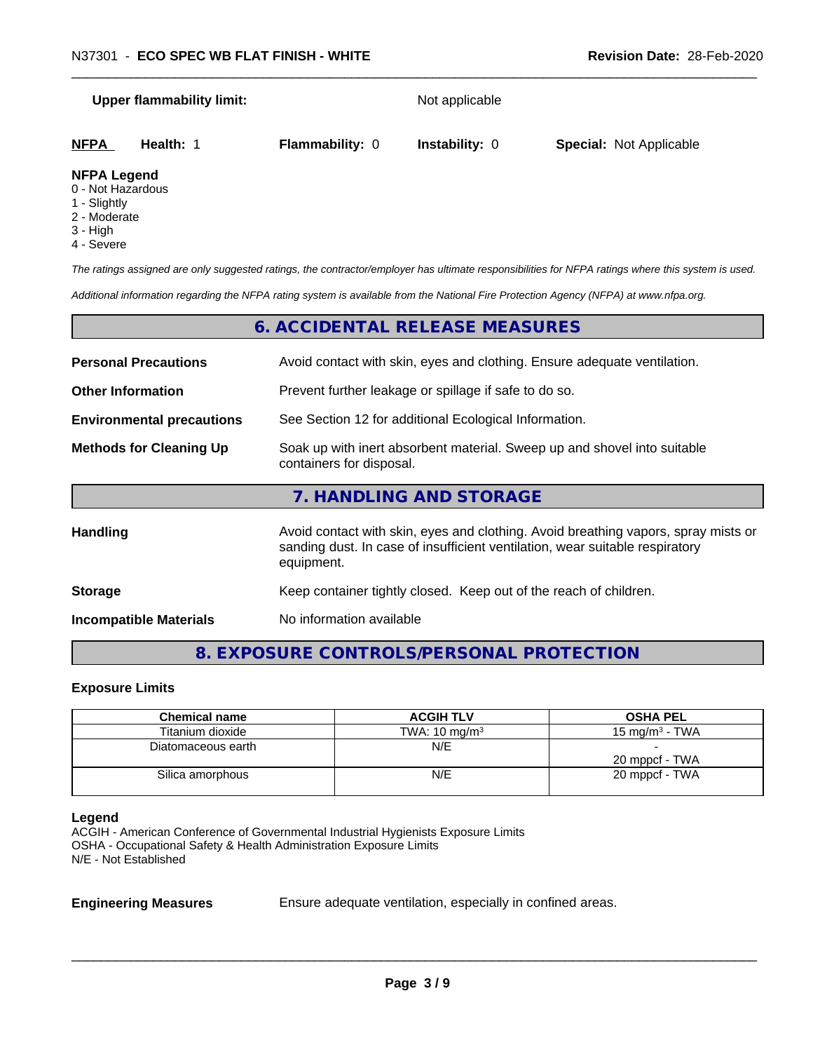**Upper flammability limit:** Not applicable

| **NFPA** | **Health:** 1 | **Flammability:** 0 | **Instability:** 0 | **Special:** Not Applicable |
|---|---|---|---|---|

**NFPA Legend**
0 - Not Hazardous
1 - Slightly
2 - Moderate
3 - High
4 - Severe

*The ratings assigned are only suggested ratings, the contractor/employer has ultimate responsibilities for NFPA ratings where this system is used.*

*Additional information regarding the NFPA rating system is available from the National Fire Protection Agency (NFPA) at www.nfpa.org.*

## 6. ACCIDENTAL RELEASE MEASURES

**Personal Precautions** Avoid contact with skin, eyes and clothing. Ensure adequate ventilation.

**Other Information** Prevent further leakage or spillage if safe to do so.

**Environmental precautions** See Section 12 for additional Ecological Information.

**Methods for Cleaning Up** Soak up with inert absorbent material. Sweep up and shovel into suitable containers for disposal.

## 7. HANDLING AND STORAGE

**Handling** Avoid contact with skin, eyes and clothing. Avoid breathing vapors, spray mists or sanding dust. In case of insufficient ventilation, wear suitable respiratory equipment.

**Storage** Keep container tightly closed. Keep out of the reach of children.

**Incompatible Materials** No information available

## 8. EXPOSURE CONTROLS/PERSONAL PROTECTION

### Exposure Limits

| Chemical name | ACGIH TLV | OSHA PEL |
|---|---|---|
| Titanium dioxide | TWA: 10 mg/m³ | 15 mg/m³ - TWA |
| Diatomaceous earth | N/E | -<br>20 mppcf - TWA |
| Silica amorphous | N/E | 20 mppcf - TWA |

**Legend**
ACGIH - American Conference of Governmental Industrial Hygienists Exposure Limits
OSHA - Occupational Safety & Health Administration Exposure Limits
N/E - Not Established

**Engineering Measures** Ensure adequate ventilation, especially in confined areas.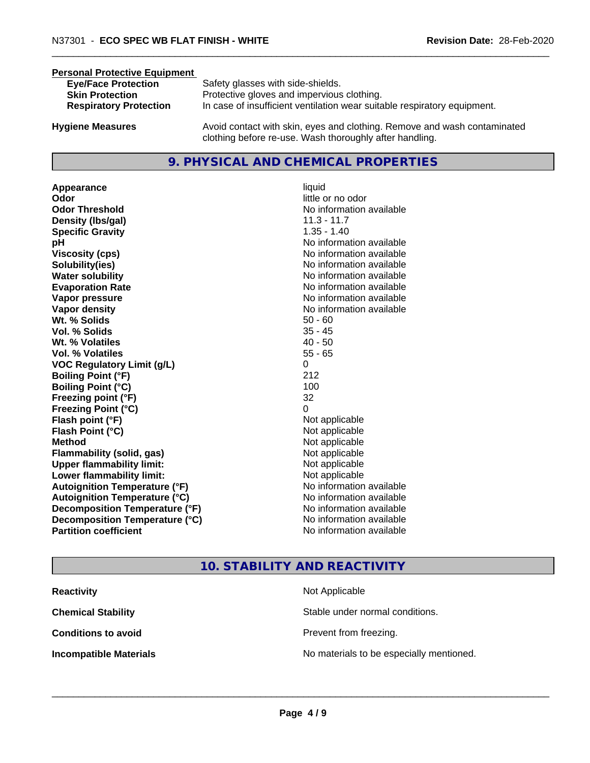**Personal Protective Equipment**

| | |
|---|---|
| **Eye/Face Protection** | Safety glasses with side-shields. |
| **Skin Protection** | Protective gloves and impervious clothing. |
| **Respiratory Protection** | In case of insufficient ventilation wear suitable respiratory equipment. |

**Hygiene Measures** — Avoid contact with skin, eyes and clothing. Remove and wash contaminated clothing before re-use. Wash thoroughly after handling.

## 9. PHYSICAL AND CHEMICAL PROPERTIES

| | |
|---|---|
| **Appearance** | liquid |
| **Odor** | little or no odor |
| **Odor Threshold** | No information available |
| **Density (lbs/gal)** | 11.3 - 11.7 |
| **Specific Gravity** | 1.35 - 1.40 |
| **pH** | No information available |
| **Viscosity (cps)** | No information available |
| **Solubility(ies)** | No information available |
| **Water solubility** | No information available |
| **Evaporation Rate** | No information available |
| **Vapor pressure** | No information available |
| **Vapor density** | No information available |
| **Wt. % Solids** | 50 - 60 |
| **Vol. % Solids** | 35 - 45 |
| **Wt. % Volatiles** | 40 - 50 |
| **Vol. % Volatiles** | 55 - 65 |
| **VOC Regulatory Limit (g/L)** | 0 |
| **Boiling Point (°F)** | 212 |
| **Boiling Point (°C)** | 100 |
| **Freezing point (°F)** | 32 |
| **Freezing Point (°C)** | 0 |
| **Flash point (°F)** | Not applicable |
| **Flash Point (°C)** | Not applicable |
| **Method** | Not applicable |
| **Flammability (solid, gas)** | Not applicable |
| **Upper flammability limit:** | Not applicable |
| **Lower flammability limit:** | Not applicable |
| **Autoignition Temperature (°F)** | No information available |
| **Autoignition Temperature (°C)** | No information available |
| **Decomposition Temperature (°F)** | No information available |
| **Decomposition Temperature (°C)** | No information available |
| **Partition coefficient** | No information available |

## 10. STABILITY AND REACTIVITY

| | |
|---|---|
| **Reactivity** | Not Applicable |
| **Chemical Stability** | Stable under normal conditions. |
| **Conditions to avoid** | Prevent from freezing. |
| **Incompatible Materials** | No materials to be especially mentioned. |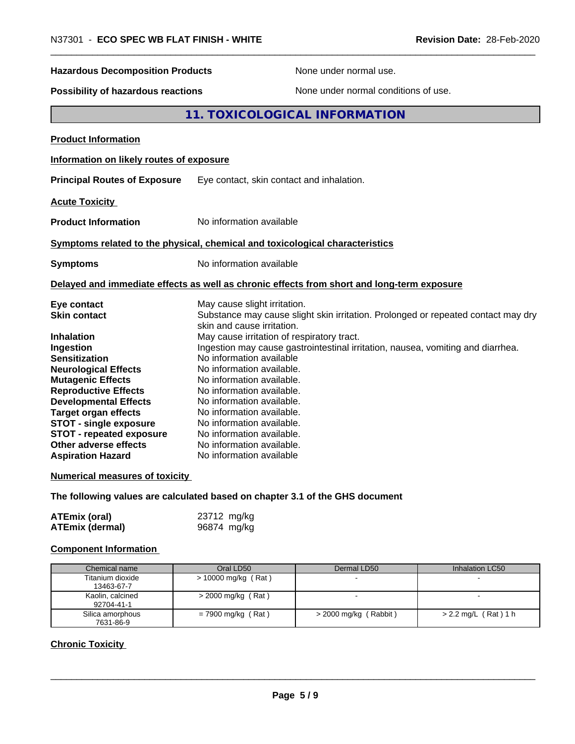| | |
|---|---|
| **Hazardous Decomposition Products** | None under normal use. |
| **Possibility of hazardous reactions** | None under normal conditions of use. |

## 11. TOXICOLOGICAL INFORMATION

**Product Information**

**Information on likely routes of exposure**

**Principal Routes of Exposure** Eye contact, skin contact and inhalation.

**Acute Toxicity**

**Product Information** No information available

**Symptoms related to the physical, chemical and toxicological characteristics**

**Symptoms** No information available

**Delayed and immediate effects as well as chronic effects from short and long-term exposure**

| | |
|---|---|
| **Eye contact** | May cause slight irritation. |
| **Skin contact** | Substance may cause slight skin irritation. Prolonged or repeated contact may dry skin and cause irritation. |
| **Inhalation** | May cause irritation of respiratory tract. |
| **Ingestion** | Ingestion may cause gastrointestinal irritation, nausea, vomiting and diarrhea. |
| **Sensitization** | No information available |
| **Neurological Effects** | No information available. |
| **Mutagenic Effects** | No information available. |
| **Reproductive Effects** | No information available. |
| **Developmental Effects** | No information available. |
| **Target organ effects** | No information available. |
| **STOT - single exposure** | No information available. |
| **STOT - repeated exposure** | No information available. |
| **Other adverse effects** | No information available. |
| **Aspiration Hazard** | No information available |

**Numerical measures of toxicity**

**The following values are calculated based on chapter 3.1 of the GHS document**

| | |
|---|---|
| **ATEmix (oral)** | 23712 mg/kg |
| **ATEmix (dermal)** | 96874 mg/kg |

**Component Information**

| Chemical name | Oral LD50 | Dermal LD50 | Inhalation LC50 |
|---|---|---|---|
| Titanium dioxide 13463-67-7 | > 10000 mg/kg ( Rat ) | - | - |
| Kaolin, calcined 92704-41-1 | > 2000 mg/kg ( Rat ) | - | - |
| Silica amorphous 7631-86-9 | = 7900 mg/kg ( Rat ) | > 2000 mg/kg ( Rabbit ) | > 2.2 mg/L ( Rat ) 1 h |

**Chronic Toxicity**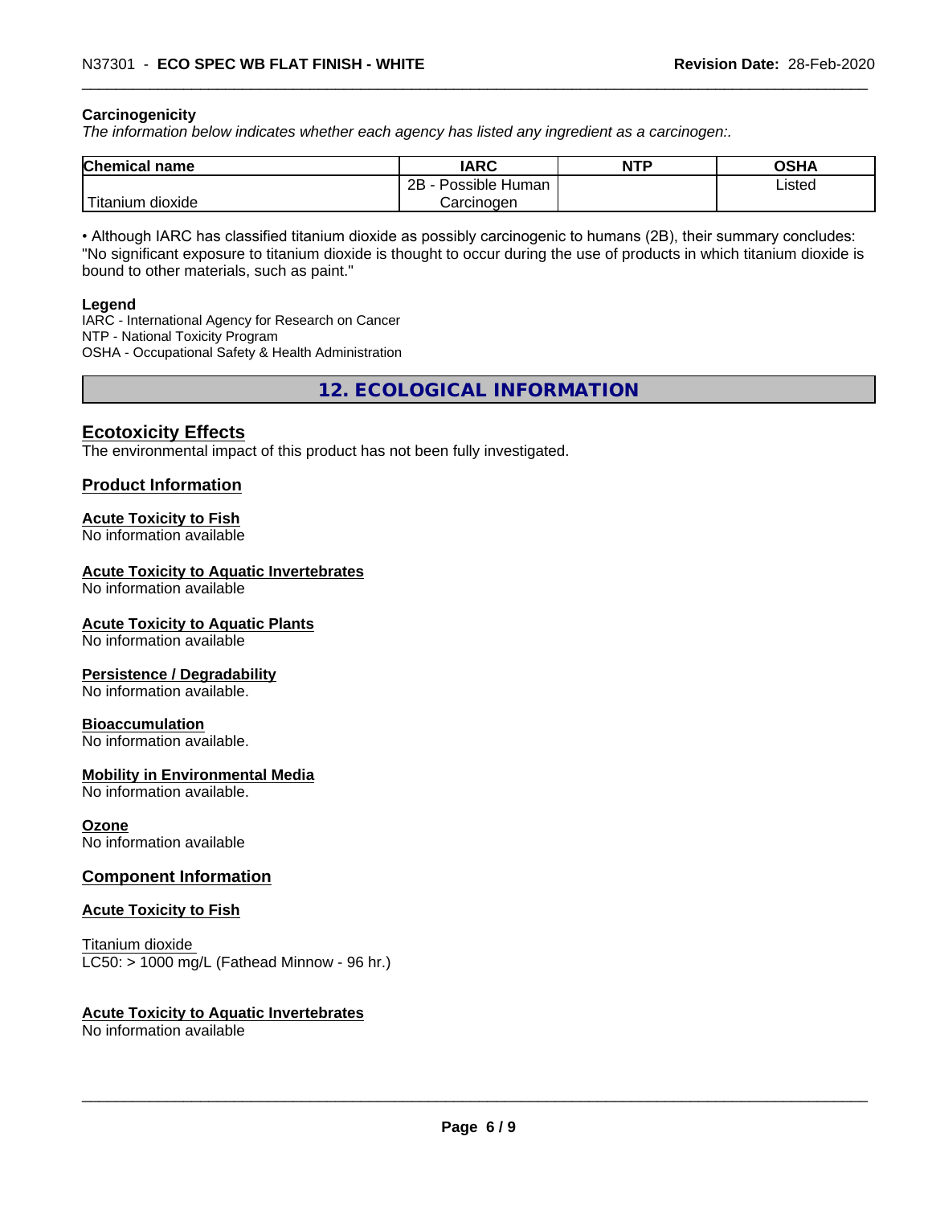**Carcinogenicity**

*The information below indicates whether each agency has listed any ingredient as a carcinogen:.*

| Chemical name | IARC | NTP | OSHA |
| --- | --- | --- | --- |
| Titanium dioxide | 2B - Possible Human Carcinogen | | Listed |

• Although IARC has classified titanium dioxide as possibly carcinogenic to humans (2B), their summary concludes: "No significant exposure to titanium dioxide is thought to occur during the use of products in which titanium dioxide is bound to other materials, such as paint."

**Legend**

IARC - International Agency for Research on Cancer
NTP - National Toxicity Program
OSHA - Occupational Safety & Health Administration

## 12. ECOLOGICAL INFORMATION

### Ecotoxicity Effects

The environmental impact of this product has not been fully investigated.

### Product Information

**Acute Toxicity to Fish**
No information available

**Acute Toxicity to Aquatic Invertebrates**
No information available

**Acute Toxicity to Aquatic Plants**
No information available

**Persistence / Degradability**
No information available.

**Bioaccumulation**
No information available.

**Mobility in Environmental Media**
No information available.

**Ozone**
No information available

### Component Information

**Acute Toxicity to Fish**

Titanium dioxide
LC50: > 1000 mg/L (Fathead Minnow - 96 hr.)

**Acute Toxicity to Aquatic Invertebrates**
No information available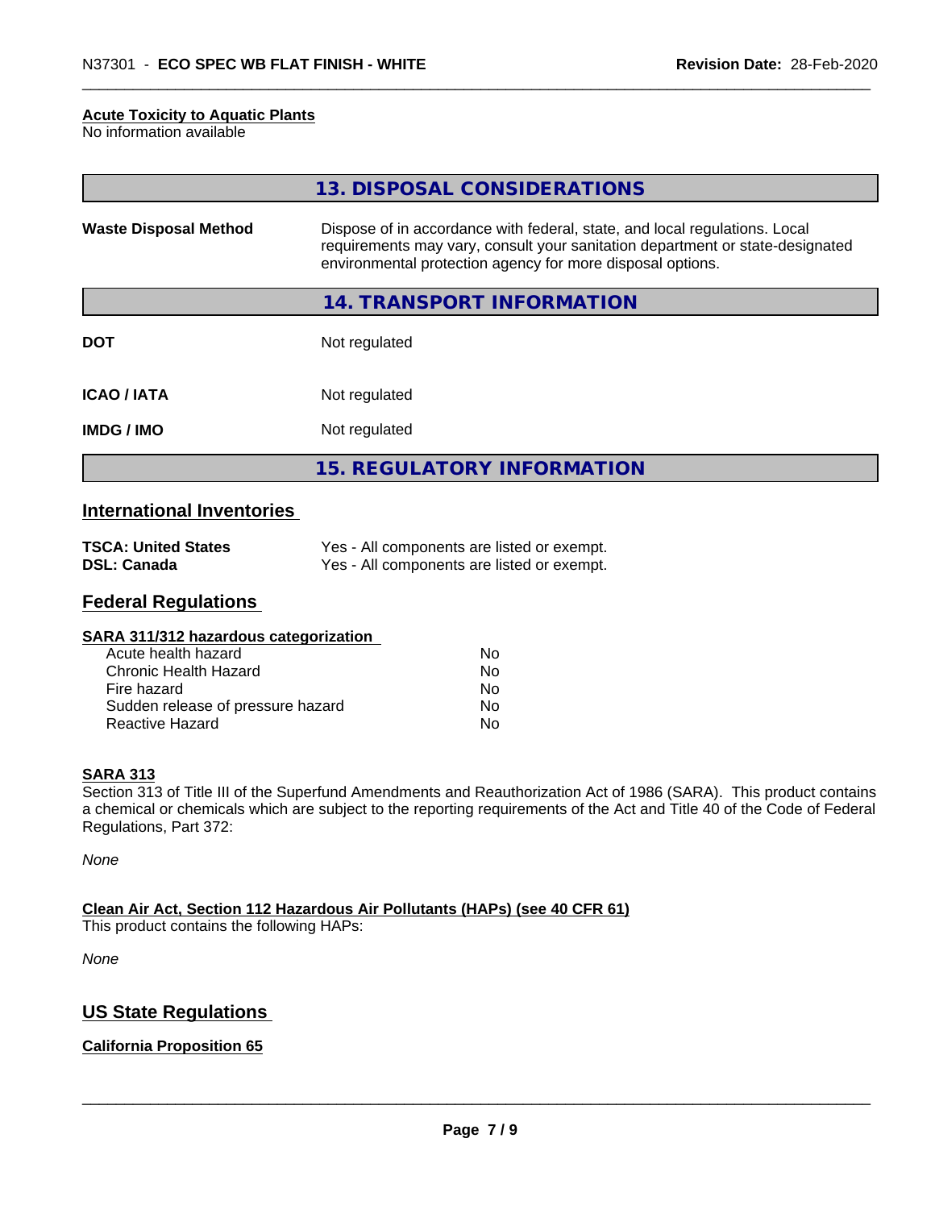**Acute Toxicity to Aquatic Plants**
No information available

## 13. DISPOSAL CONSIDERATIONS

| | |
|---|---|
| **Waste Disposal Method** | Dispose of in accordance with federal, state, and local regulations. Local requirements may vary, consult your sanitation department or state-designated environmental protection agency for more disposal options. |

## 14. TRANSPORT INFORMATION

| | |
|---|---|
| **DOT** | Not regulated |
| **ICAO / IATA** | Not regulated |
| **IMDG / IMO** | Not regulated |

## 15. REGULATORY INFORMATION

### International Inventories

| | |
|---|---|
| **TSCA: United States** | Yes - All components are listed or exempt. |
| **DSL: Canada** | Yes - All components are listed or exempt. |

### Federal Regulations

**SARA 311/312 hazardous categorization**

| | |
|---|---|
| Acute health hazard | No |
| Chronic Health Hazard | No |
| Fire hazard | No |
| Sudden release of pressure hazard | No |
| Reactive Hazard | No |

**SARA 313**

Section 313 of Title III of the Superfund Amendments and Reauthorization Act of 1986 (SARA). This product contains a chemical or chemicals which are subject to the reporting requirements of the Act and Title 40 of the Code of Federal Regulations, Part 372:

*None*

**Clean Air Act, Section 112 Hazardous Air Pollutants (HAPs) (see 40 CFR 61)**

This product contains the following HAPs:

*None*

### US State Regulations

**California Proposition 65**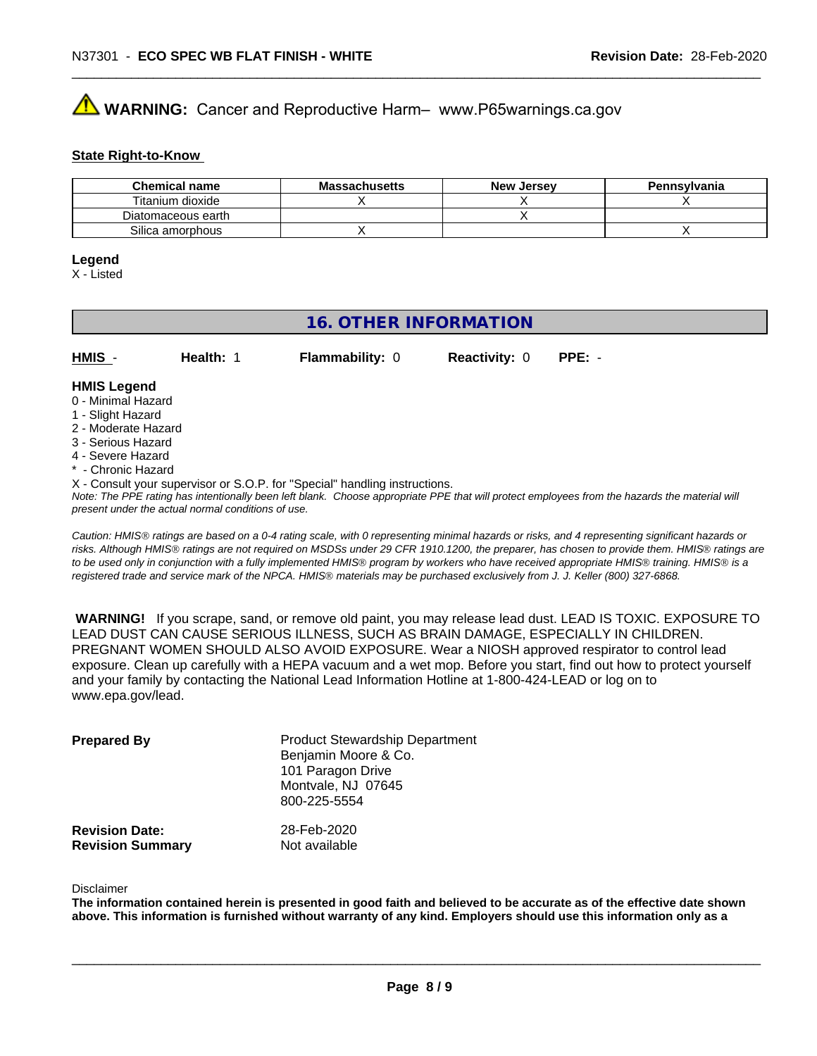**WARNING:** Cancer and Reproductive Harm– www.P65warnings.ca.gov

**State Right-to-Know**

| Chemical name | Massachusetts | New Jersey | Pennsylvania |
|---|---|---|---|
| Titanium dioxide | X | X | X |
| Diatomaceous earth | | X | |
| Silica amorphous | X | | X |

**Legend**
X - Listed

## 16. OTHER INFORMATION

**HMIS** - **Health:** 1 **Flammability:** 0 **Reactivity:** 0 **PPE:** -

**HMIS Legend**
0 - Minimal Hazard
1 - Slight Hazard
2 - Moderate Hazard
3 - Serious Hazard
4 - Severe Hazard
* - Chronic Hazard
X - Consult your supervisor or S.O.P. for "Special" handling instructions.
*Note: The PPE rating has intentionally been left blank. Choose appropriate PPE that will protect employees from the hazards the material will present under the actual normal conditions of use.*

*Caution: HMIS® ratings are based on a 0-4 rating scale, with 0 representing minimal hazards or risks, and 4 representing significant hazards or risks. Although HMIS® ratings are not required on MSDSs under 29 CFR 1910.1200, the preparer, has chosen to provide them. HMIS® ratings are to be used only in conjunction with a fully implemented HMIS® program by workers who have received appropriate HMIS® training. HMIS® is a registered trade and service mark of the NPCA. HMIS® materials may be purchased exclusively from J. J. Keller (800) 327-6868.*

**WARNING!** If you scrape, sand, or remove old paint, you may release lead dust. LEAD IS TOXIC. EXPOSURE TO LEAD DUST CAN CAUSE SERIOUS ILLNESS, SUCH AS BRAIN DAMAGE, ESPECIALLY IN CHILDREN. PREGNANT WOMEN SHOULD ALSO AVOID EXPOSURE. Wear a NIOSH approved respirator to control lead exposure. Clean up carefully with a HEPA vacuum and a wet mop. Before you start, find out how to protect yourself and your family by contacting the National Lead Information Hotline at 1-800-424-LEAD or log on to www.epa.gov/lead.

**Prepared By**
Product Stewardship Department
Benjamin Moore & Co.
101 Paragon Drive
Montvale, NJ 07645
800-225-5554

**Revision Date:** 28-Feb-2020
**Revision Summary** Not available

Disclaimer
**The information contained herein is presented in good faith and believed to be accurate as of the effective date shown above. This information is furnished without warranty of any kind. Employers should use this information only as a**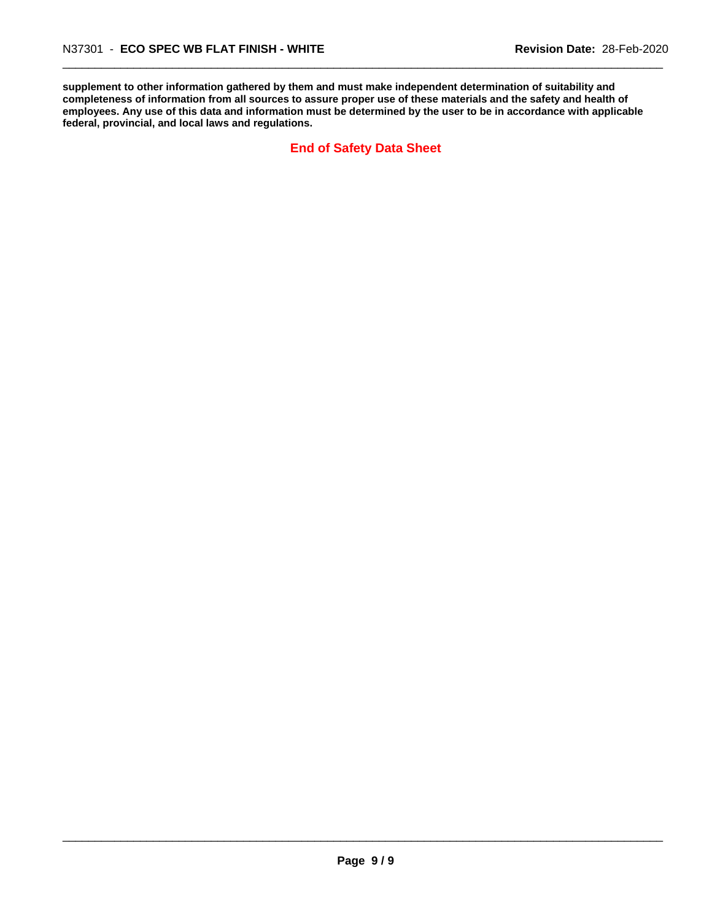**supplement to other information gathered by them and must make independent determination of suitability and completeness of information from all sources to assure proper use of these materials and the safety and health of employees. Any use of this data and information must be determined by the user to be in accordance with applicable federal, provincial, and local laws and regulations.**

**End of Safety Data Sheet**